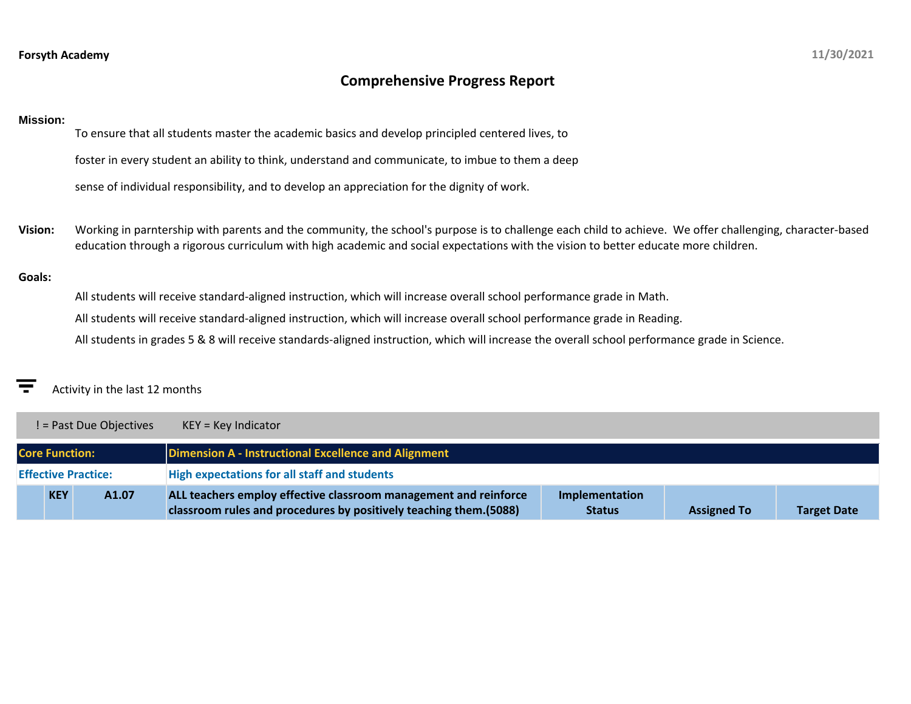**Forsyth Academy** 11/30/2021

# Comprehensive Progress Report

**Mission:**

To ensure that all students master the academic basics and develop principled centered lives, to foster in every student an ability to think, understand and communicate, to imbue to them a deep sense of individual responsibility, and to develop an appreciation for the dignity of work.

**Vision:** Working in parntership with parents and the community, the school's purpose is to challenge each child to achieve. We offer challenging, character-based education through a rigorous curriculum with high academic and social expectations with the vision to better educate more children.

**Goals:**

All students will receive standard-aligned instruction, which will increase overall school performance grade in Math.

All students will receive standard-aligned instruction, which will increase overall school performance grade in Reading.

All students in grades 5 & 8 will receive standards-aligned instruction, which will increase the overall school performance grade in Science.

Activity in the last 12 months

! = Past Due Objectives KEY = Key Indicator

| Core Function: | | | Dimension A - Instructional Excellence and Alignment | | | |
|---|---|---|---|---|---|---|
| **Effective Practice:** | | | **High expectations for all staff and students** | | | |
| | **KEY** | **A1.07** | **ALL teachers employ effective classroom management and reinforce classroom rules and procedures by positively teaching them.(5088)** | **Implementation Status** | **Assigned To** | **Target Date** |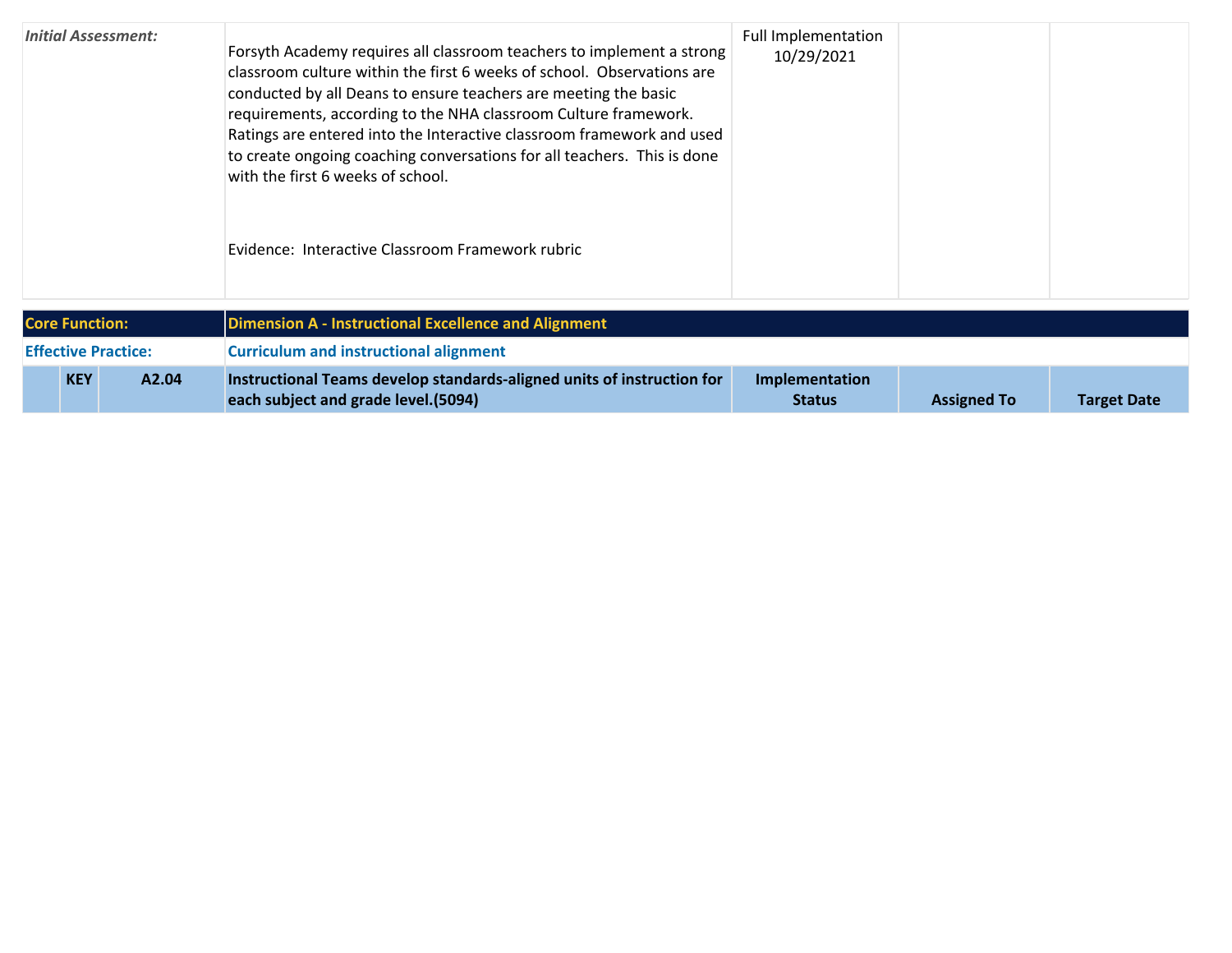| | | | | |
|---|---|---|---|---|
| *Initial Assessment:* | Forsyth Academy requires all classroom teachers to implement a strong classroom culture within the first 6 weeks of school. Observations are conducted by all Deans to ensure teachers are meeting the basic requirements, according to the NHA classroom Culture framework. Ratings are entered into the Interactive classroom framework and used to create ongoing coaching conversations for all teachers. This is done with the first 6 weeks of school.<br><br>Evidence: Interactive Classroom Framework rubric | Full Implementation 10/29/2021 | | |

| | | | | | |
|---|---|---|---|---|---|
| **Core Function:** | | **Dimension A - Instructional Excellence and Alignment** | | | |
| **Effective Practice:** | | **Curriculum and instructional alignment** | | | |
| **KEY** | **A2.04** | **Instructional Teams develop standards-aligned units of instruction for each subject and grade level.(5094)** | **Implementation Status** | **Assigned To** | **Target Date** |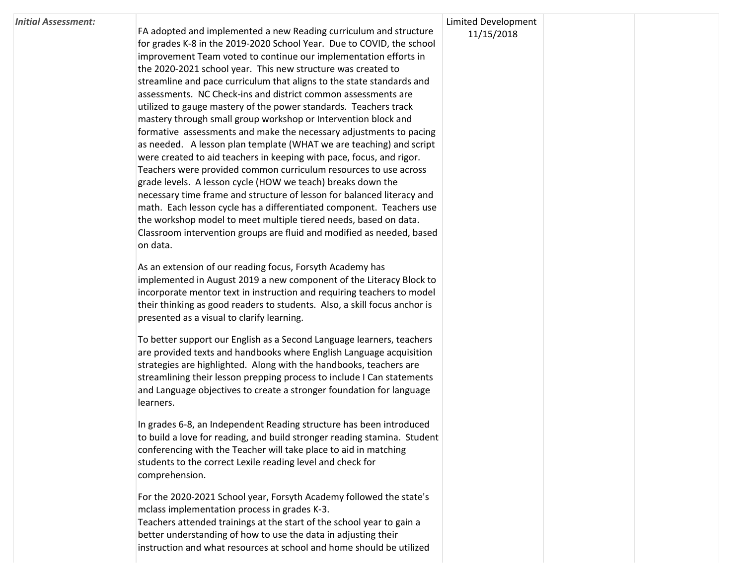| *Initial Assessment:* | FA adopted and implemented a new Reading curriculum and structure for grades K-8 in the 2019-2020 School Year. Due to COVID, the school improvement Team voted to continue our implementation efforts in the 2020-2021 school year. This new structure was created to streamline and pace curriculum that aligns to the state standards and assessments. NC Check-ins and district common assessments are utilized to gauge mastery of the power standards. Teachers track mastery through small group workshop or Intervention block and formative assessments and make the necessary adjustments to pacing as needed. A lesson plan template (WHAT we are teaching) and script were created to aid teachers in keeping with pace, focus, and rigor. Teachers were provided common curriculum resources to use across grade levels. A lesson cycle (HOW we teach) breaks down the necessary time frame and structure of lesson for balanced literacy and math. Each lesson cycle has a differentiated component. Teachers use the workshop model to meet multiple tiered needs, based on data. Classroom intervention groups are fluid and modified as needed, based on data.<br><br>As an extension of our reading focus, Forsyth Academy has implemented in August 2019 a new component of the Literacy Block to incorporate mentor text in instruction and requiring teachers to model their thinking as good readers to students. Also, a skill focus anchor is presented as a visual to clarify learning.<br><br>To better support our English as a Second Language learners, teachers are provided texts and handbooks where English Language acquisition strategies are highlighted. Along with the handbooks, teachers are streamlining their lesson prepping process to include I Can statements and Language objectives to create a stronger foundation for language learners.<br><br>In grades 6-8, an Independent Reading structure has been introduced to build a love for reading, and build stronger reading stamina. Student conferencing with the Teacher will take place to aid in matching students to the correct Lexile reading level and check for comprehension.<br><br>For the 2020-2021 School year, Forsyth Academy followed the state's mclass implementation process in grades K-3.<br>Teachers attended trainings at the start of the school year to gain a better understanding of how to use the data in adjusting their instruction and what resources at school and home should be utilized | Limited Development 11/15/2018 | | |
|---|---|---|---|---|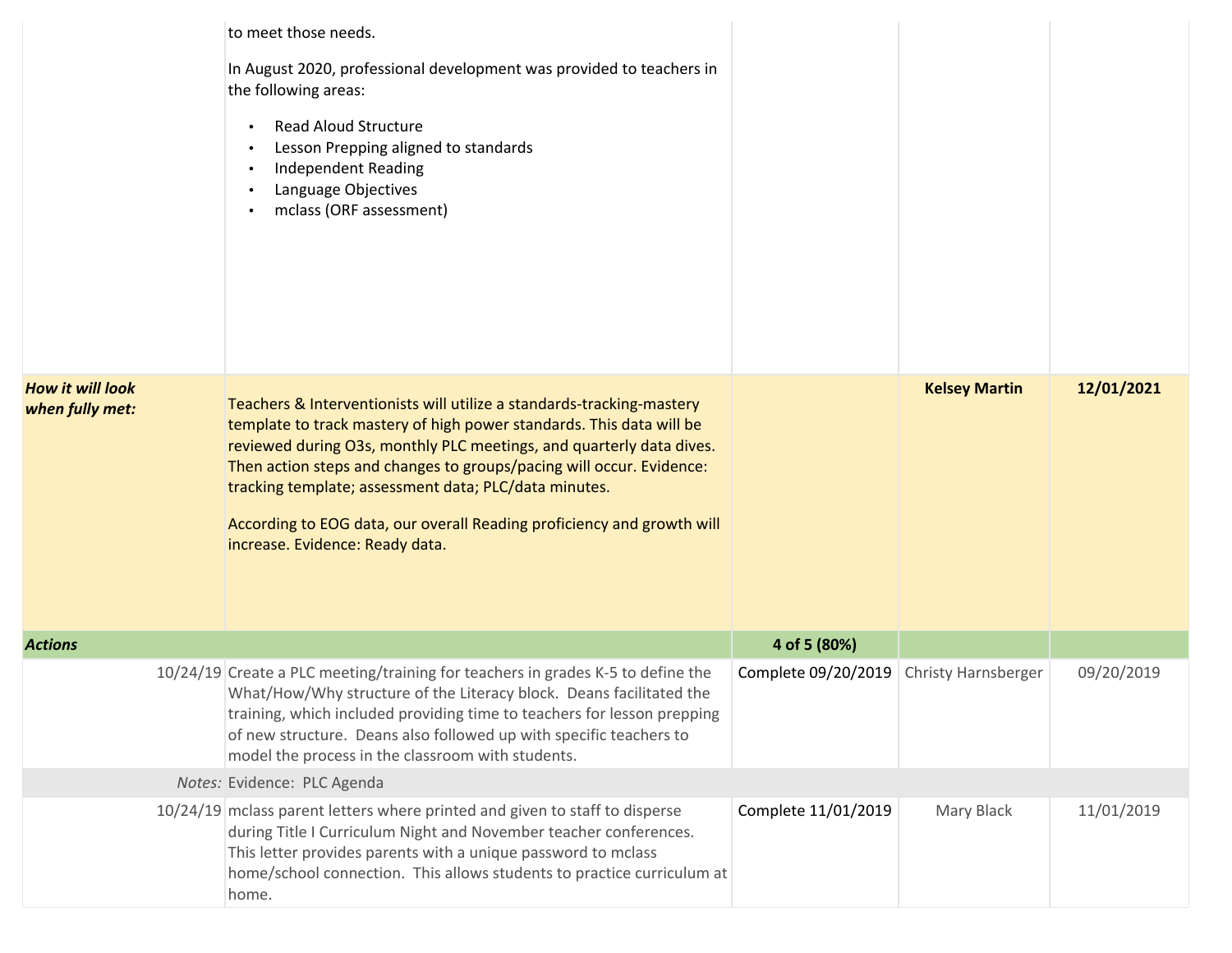| | | | | |
|---|---|---|---|---|
| | to meet those needs.<br><br>In August 2020, professional development was provided to teachers in the following areas:<br><br>• Read Aloud Structure<br>• Lesson Prepping aligned to standards<br>• Independent Reading<br>• Language Objectives<br>• mclass (ORF assessment) | | | |
| ***How it will look when fully met:*** | Teachers & Interventionists will utilize a standards-tracking-mastery template to track mastery of high power standards. This data will be reviewed during O3s, monthly PLC meetings, and quarterly data dives. Then action steps and changes to groups/pacing will occur. Evidence: tracking template; assessment data; PLC/data minutes.<br><br>According to EOG data, our overall Reading proficiency and growth will increase. Evidence: Ready data. | | **Kelsey Martin** | **12/01/2021** |
| ***Actions*** | | **4 of 5 (80%)** | | |
| 10/24/19 | Create a PLC meeting/training for teachers in grades K-5 to define the What/How/Why structure of the Literacy block. Deans facilitated the training, which included providing time to teachers for lesson prepping of new structure. Deans also followed up with specific teachers to model the process in the classroom with students. | Complete 09/20/2019 | Christy Harnsberger | 09/20/2019 |
| *Notes:* | Evidence: PLC Agenda | | | |
| 10/24/19 | mclass parent letters where printed and given to staff to disperse during Title I Curriculum Night and November teacher conferences. This letter provides parents with a unique password to mclass home/school connection. This allows students to practice curriculum at home. | Complete 11/01/2019 | Mary Black | 11/01/2019 |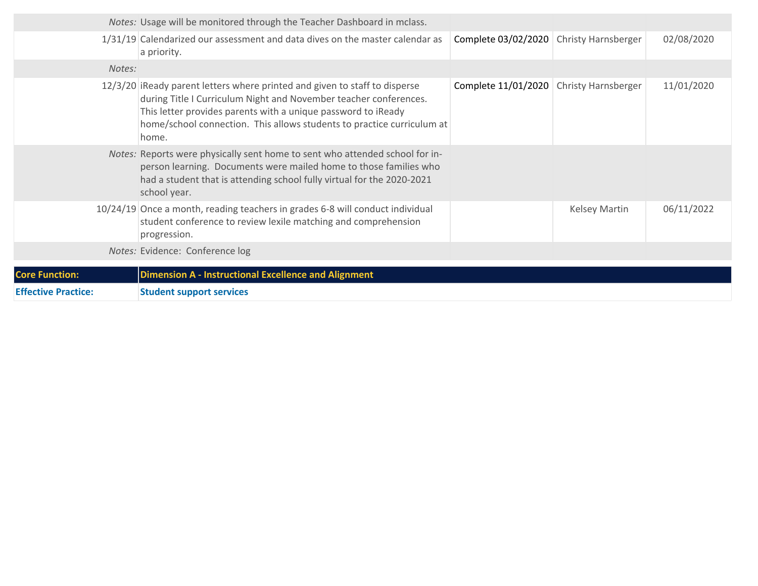| | | | | |
|---|---|---|---|---|
| *Notes:* | Usage will be monitored through the Teacher Dashboard in mclass. | | | |
| 1/31/19 | Calendarized our assessment and data dives on the master calendar as a priority. | Complete 03/02/2020 | Christy Harnsberger | 02/08/2020 |
| *Notes:* | | | | |
| 12/3/20 | iReady parent letters where printed and given to staff to disperse during Title I Curriculum Night and November teacher conferences. This letter provides parents with a unique password to iReady home/school connection. This allows students to practice curriculum at home. | Complete 11/01/2020 | Christy Harnsberger | 11/01/2020 |
| *Notes:* | Reports were physically sent home to sent who attended school for in-person learning. Documents were mailed home to those families who had a student that is attending school fully virtual for the 2020-2021 school year. | | | |
| 10/24/19 | Once a month, reading teachers in grades 6-8 will conduct individual student conference to review lexile matching and comprehension progression. | | Kelsey Martin | 06/11/2022 |
| *Notes:* | Evidence: Conference log | | | |

| | |
|---|---|
| **Core Function:** | **Dimension A - Instructional Excellence and Alignment** |
| **Effective Practice:** | **Student support services** |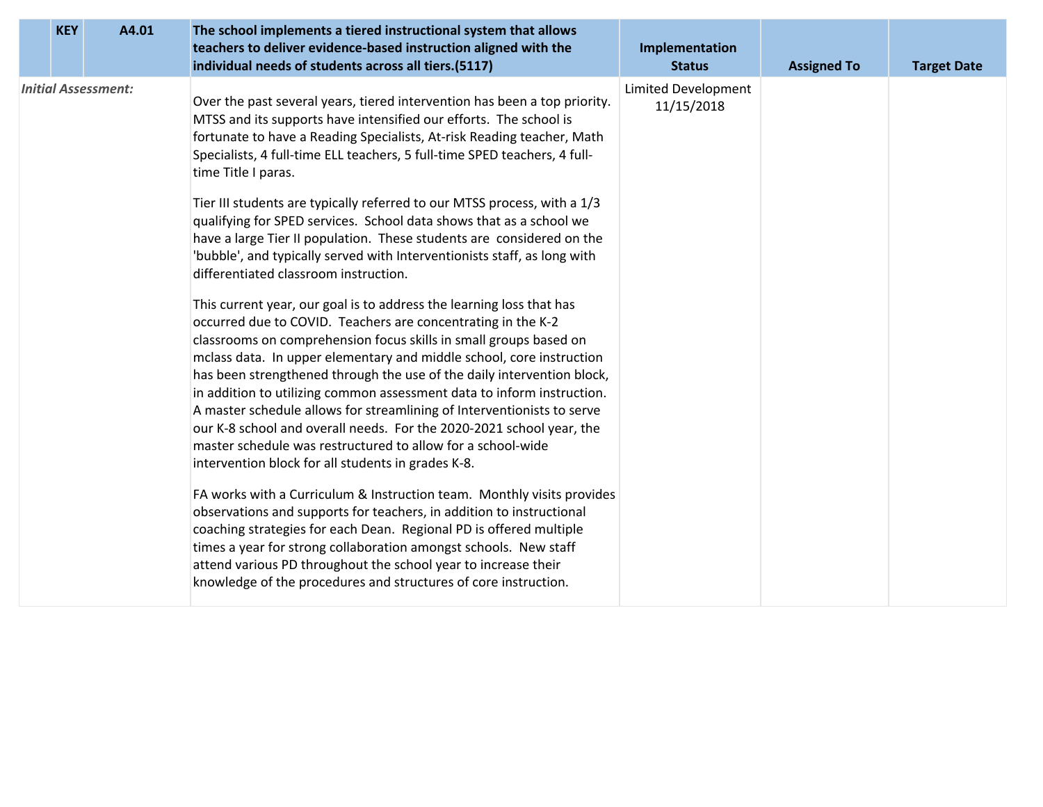| | KEY | A4.01 | The school implements a tiered instructional system that allows teachers to deliver evidence-based instruction aligned with the individual needs of students across all tiers.(5117) | Implementation Status | Assigned To | Target Date |
|---|---|---|---|---|---|---|
| *Initial Assessment:* | | | Over the past several years, tiered intervention has been a top priority. MTSS and its supports have intensified our efforts. The school is fortunate to have a Reading Specialists, At-risk Reading teacher, Math Specialists, 4 full-time ELL teachers, 5 full-time SPED teachers, 4 full-time Title I paras.<br><br>Tier III students are typically referred to our MTSS process, with a 1/3 qualifying for SPED services. School data shows that as a school we have a large Tier II population. These students are considered on the 'bubble', and typically served with Interventionists staff, as long with differentiated classroom instruction.<br><br>This current year, our goal is to address the learning loss that has occurred due to COVID. Teachers are concentrating in the K-2 classrooms on comprehension focus skills in small groups based on mclass data. In upper elementary and middle school, core instruction has been strengthened through the use of the daily intervention block, in addition to utilizing common assessment data to inform instruction. A master schedule allows for streamlining of Interventionists to serve our K-8 school and overall needs. For the 2020-2021 school year, the master schedule was restructured to allow for a school-wide intervention block for all students in grades K-8.<br><br>FA works with a Curriculum & Instruction team. Monthly visits provides observations and supports for teachers, in addition to instructional coaching strategies for each Dean. Regional PD is offered multiple times a year for strong collaboration amongst schools. New staff attend various PD throughout the school year to increase their knowledge of the procedures and structures of core instruction. | Limited Development 11/15/2018 | | |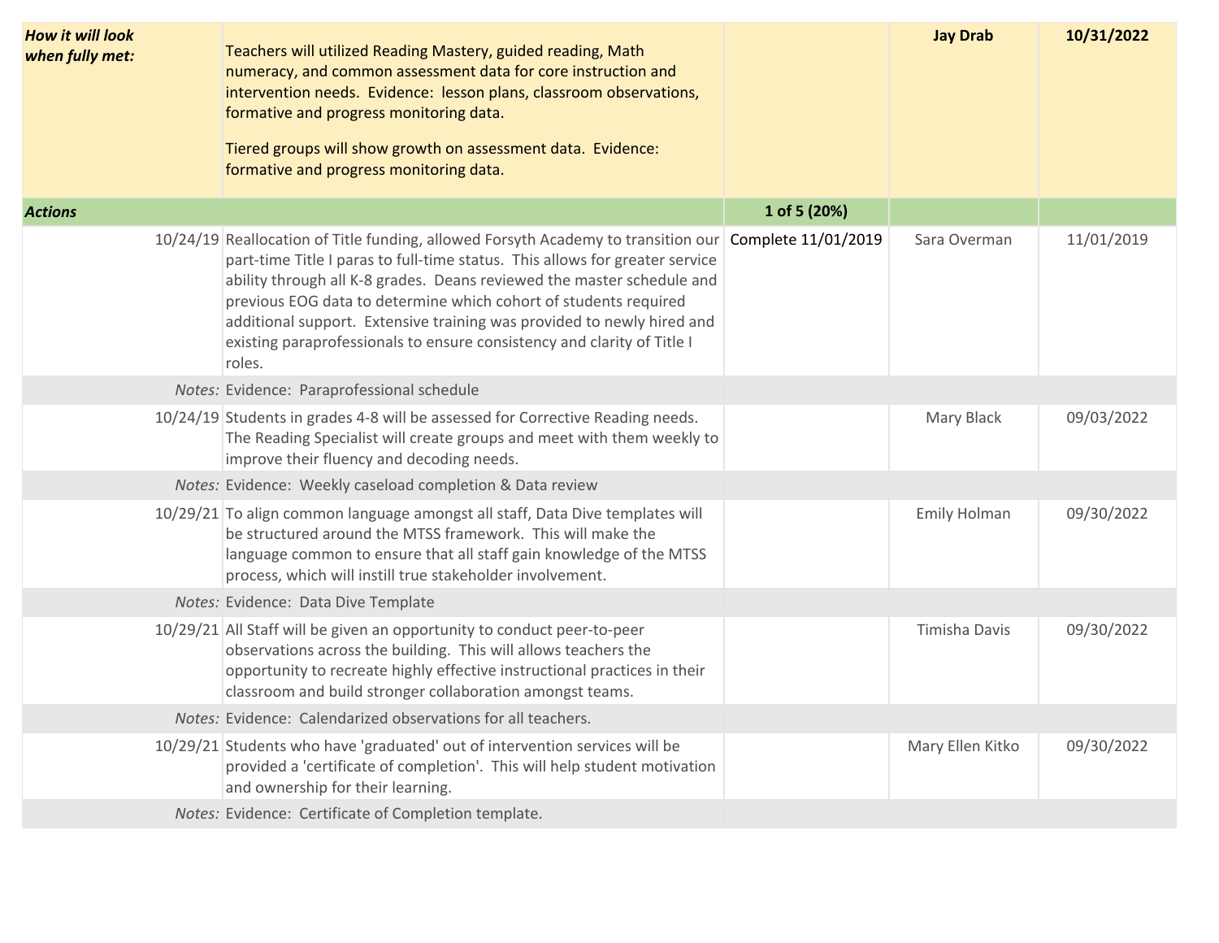| | | | | |
|---|---|---|---|---|
| ***How it will look when fully met:*** | Teachers will utilized Reading Mastery, guided reading, Math numeracy, and common assessment data for core instruction and intervention needs. Evidence: lesson plans, classroom observations, formative and progress monitoring data.<br><br>Tiered groups will show growth on assessment data. Evidence: formative and progress monitoring data. | | **Jay Drab** | **10/31/2022** |
| ***Actions*** | | **1 of 5 (20%)** | | |
| 10/24/19 | Reallocation of Title funding, allowed Forsyth Academy to transition our part-time Title I paras to full-time status. This allows for greater service ability through all K-8 grades. Deans reviewed the master schedule and previous EOG data to determine which cohort of students required additional support. Extensive training was provided to newly hired and existing paraprofessionals to ensure consistency and clarity of Title I roles. | Complete 11/01/2019 | Sara Overman | 11/01/2019 |
| *Notes:* | Evidence: Paraprofessional schedule | | | |
| 10/24/19 | Students in grades 4-8 will be assessed for Corrective Reading needs. The Reading Specialist will create groups and meet with them weekly to improve their fluency and decoding needs. | | Mary Black | 09/03/2022 |
| *Notes:* | Evidence: Weekly caseload completion & Data review | | | |
| 10/29/21 | To align common language amongst all staff, Data Dive templates will be structured around the MTSS framework. This will make the language common to ensure that all staff gain knowledge of the MTSS process, which will instill true stakeholder involvement. | | Emily Holman | 09/30/2022 |
| *Notes:* | Evidence: Data Dive Template | | | |
| 10/29/21 | All Staff will be given an opportunity to conduct peer-to-peer observations across the building. This will allows teachers the opportunity to recreate highly effective instructional practices in their classroom and build stronger collaboration amongst teams. | | Timisha Davis | 09/30/2022 |
| *Notes:* | Evidence: Calendarized observations for all teachers. | | | |
| 10/29/21 | Students who have 'graduated' out of intervention services will be provided a 'certificate of completion'. This will help student motivation and ownership for their learning. | | Mary Ellen Kitko | 09/30/2022 |
| *Notes:* | Evidence: Certificate of Completion template. | | | |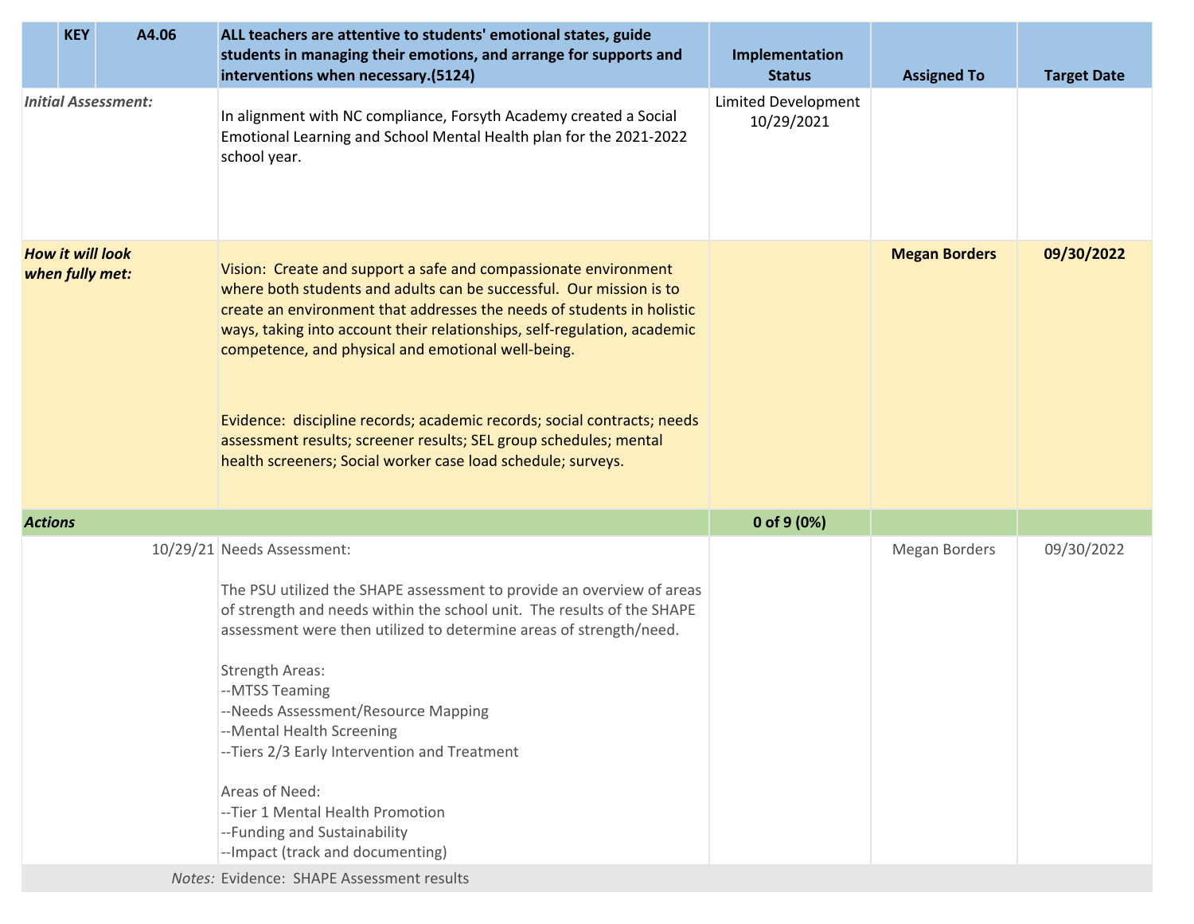| | KEY | A4.06 | ALL teachers are attentive to students' emotional states, guide students in managing their emotions, and arrange for supports and interventions when necessary.(5124) | Implementation Status | Assigned To | Target Date |
|---|---|---|---|---|---|---|
| *Initial Assessment:* | | | In alignment with NC compliance, Forsyth Academy created a Social Emotional Learning and School Mental Health plan for the 2021-2022 school year. | Limited Development 10/29/2021 | | |
| ***How it will look when fully met:*** | | | Vision: Create and support a safe and compassionate environment where both students and adults can be successful. Our mission is to create an environment that addresses the needs of students in holistic ways, taking into account their relationships, self-regulation, academic competence, and physical and emotional well-being.<br><br>Evidence: discipline records; academic records; social contracts; needs assessment results; screener results; SEL group schedules; mental health screeners; Social worker case load schedule; surveys. | | **Megan Borders** | **09/30/2022** |
| ***Actions*** | | | | **0 of 9 (0%)** | | |
| | | 10/29/21 | Needs Assessment:<br><br>The PSU utilized the SHAPE assessment to provide an overview of areas of strength and needs within the school unit. The results of the SHAPE assessment were then utilized to determine areas of strength/need.<br><br>Strength Areas:<br>--MTSS Teaming<br>--Needs Assessment/Resource Mapping<br>--Mental Health Screening<br>--Tiers 2/3 Early Intervention and Treatment<br><br>Areas of Need:<br>--Tier 1 Mental Health Promotion<br>--Funding and Sustainability<br>--Impact (track and documenting) | | Megan Borders | 09/30/2022 |
| | | *Notes:* | Evidence: SHAPE Assessment results | | | |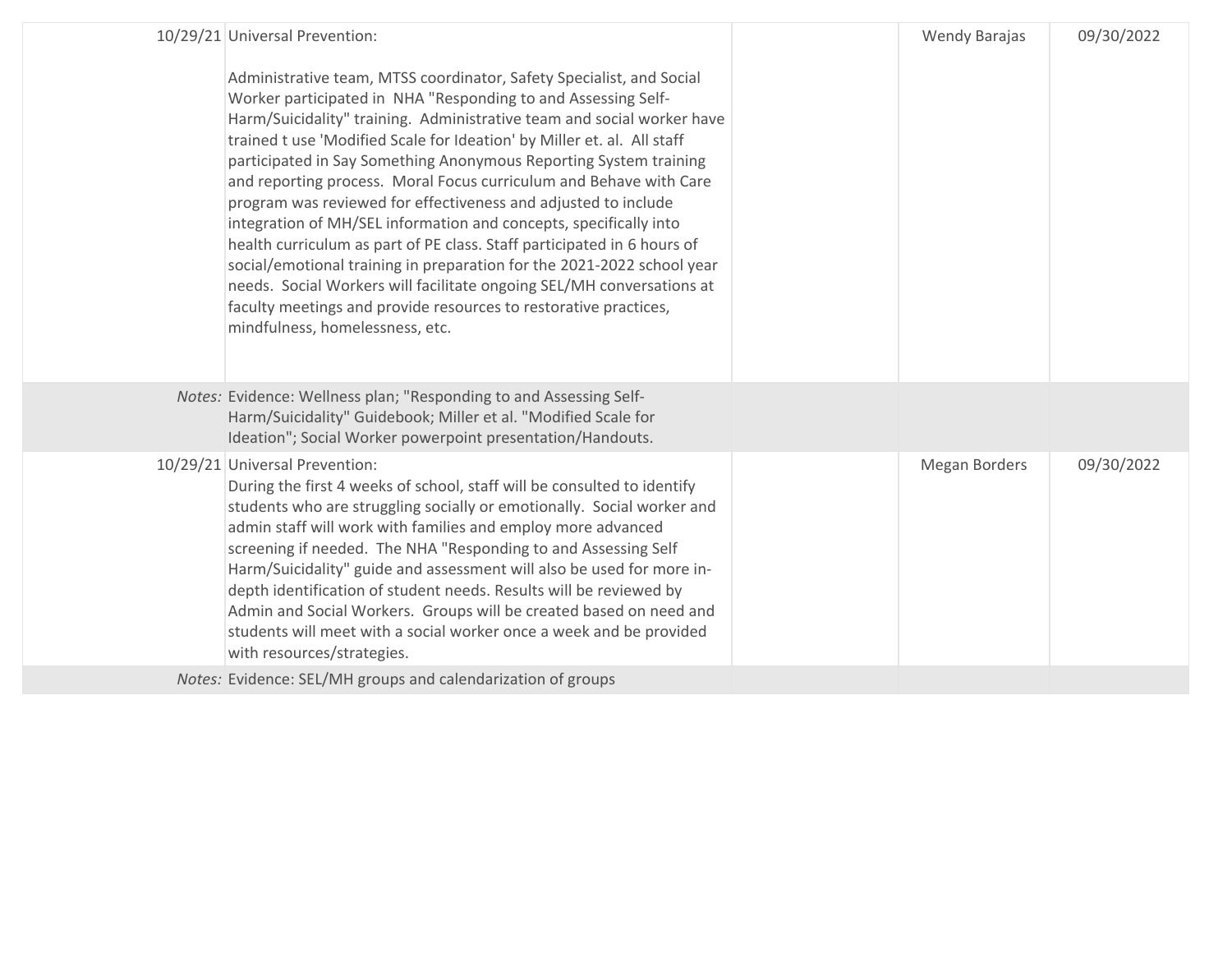| | | | | |
|---|---|---|---|---|
| 10/29/21 | Universal Prevention:<br><br>Administrative team, MTSS coordinator, Safety Specialist, and Social Worker participated in NHA "Responding to and Assessing Self-Harm/Suicidality" training. Administrative team and social worker have trained t use 'Modified Scale for Ideation' by Miller et. al. All staff participated in Say Something Anonymous Reporting System training and reporting process. Moral Focus curriculum and Behave with Care program was reviewed for effectiveness and adjusted to include integration of MH/SEL information and concepts, specifically into health curriculum as part of PE class. Staff participated in 6 hours of social/emotional training in preparation for the 2021-2022 school year needs. Social Workers will facilitate ongoing SEL/MH conversations at faculty meetings and provide resources to restorative practices, mindfulness, homelessness, etc. | | Wendy Barajas | 09/30/2022 |
| *Notes:* | Evidence: Wellness plan; "Responding to and Assessing Self-Harm/Suicidality" Guidebook; Miller et al. "Modified Scale for Ideation"; Social Worker powerpoint presentation/Handouts. | | | |
| 10/29/21 | Universal Prevention:<br>During the first 4 weeks of school, staff will be consulted to identify students who are struggling socially or emotionally. Social worker and admin staff will work with families and employ more advanced screening if needed. The NHA "Responding to and Assessing Self Harm/Suicidality" guide and assessment will also be used for more in-depth identification of student needs. Results will be reviewed by Admin and Social Workers. Groups will be created based on need and students will meet with a social worker once a week and be provided with resources/strategies. | | Megan Borders | 09/30/2022 |
| *Notes:* | Evidence: SEL/MH groups and calendarization of groups | | | |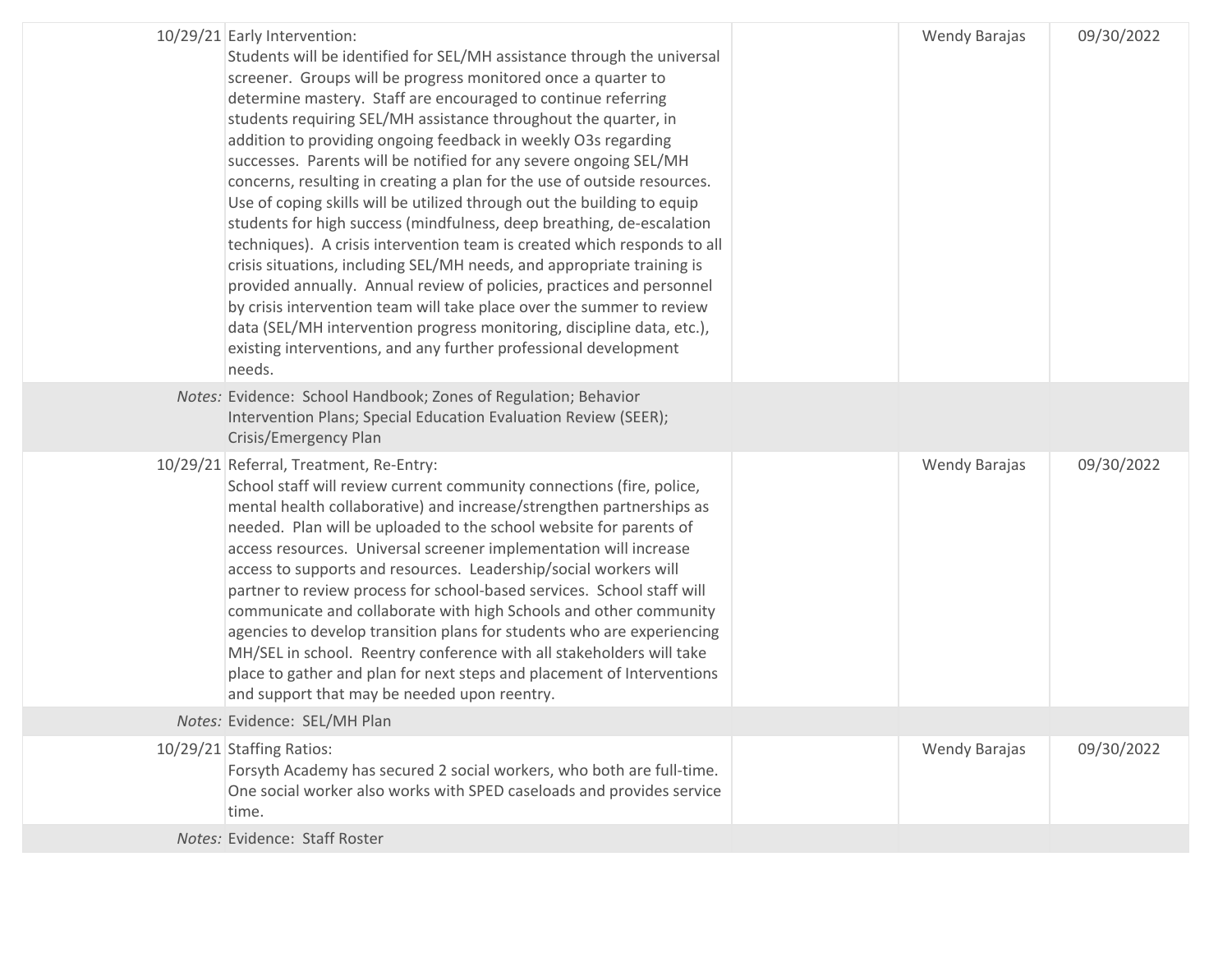| | | | | |
|---|---|---|---|---|
| 10/29/21 | Early Intervention:<br>Students will be identified for SEL/MH assistance through the universal screener. Groups will be progress monitored once a quarter to determine mastery. Staff are encouraged to continue referring students requiring SEL/MH assistance throughout the quarter, in addition to providing ongoing feedback in weekly O3s regarding successes. Parents will be notified for any severe ongoing SEL/MH concerns, resulting in creating a plan for the use of outside resources. Use of coping skills will be utilized through out the building to equip students for high success (mindfulness, deep breathing, de-escalation techniques). A crisis intervention team is created which responds to all crisis situations, including SEL/MH needs, and appropriate training is provided annually. Annual review of policies, practices and personnel by crisis intervention team will take place over the summer to review data (SEL/MH intervention progress monitoring, discipline data, etc.), existing interventions, and any further professional development needs. | | Wendy Barajas | 09/30/2022 |
| *Notes:* | Evidence: School Handbook; Zones of Regulation; Behavior Intervention Plans; Special Education Evaluation Review (SEER); Crisis/Emergency Plan | | | |
| 10/29/21 | Referral, Treatment, Re-Entry:<br>School staff will review current community connections (fire, police, mental health collaborative) and increase/strengthen partnerships as needed. Plan will be uploaded to the school website for parents of access resources. Universal screener implementation will increase access to supports and resources. Leadership/social workers will partner to review process for school-based services. School staff will communicate and collaborate with high Schools and other community agencies to develop transition plans for students who are experiencing MH/SEL in school. Reentry conference with all stakeholders will take place to gather and plan for next steps and placement of Interventions and support that may be needed upon reentry. | | Wendy Barajas | 09/30/2022 |
| *Notes:* | Evidence: SEL/MH Plan | | | |
| 10/29/21 | Staffing Ratios:<br>Forsyth Academy has secured 2 social workers, who both are full-time. One social worker also works with SPED caseloads and provides service time. | | Wendy Barajas | 09/30/2022 |
| *Notes:* | Evidence: Staff Roster | | | |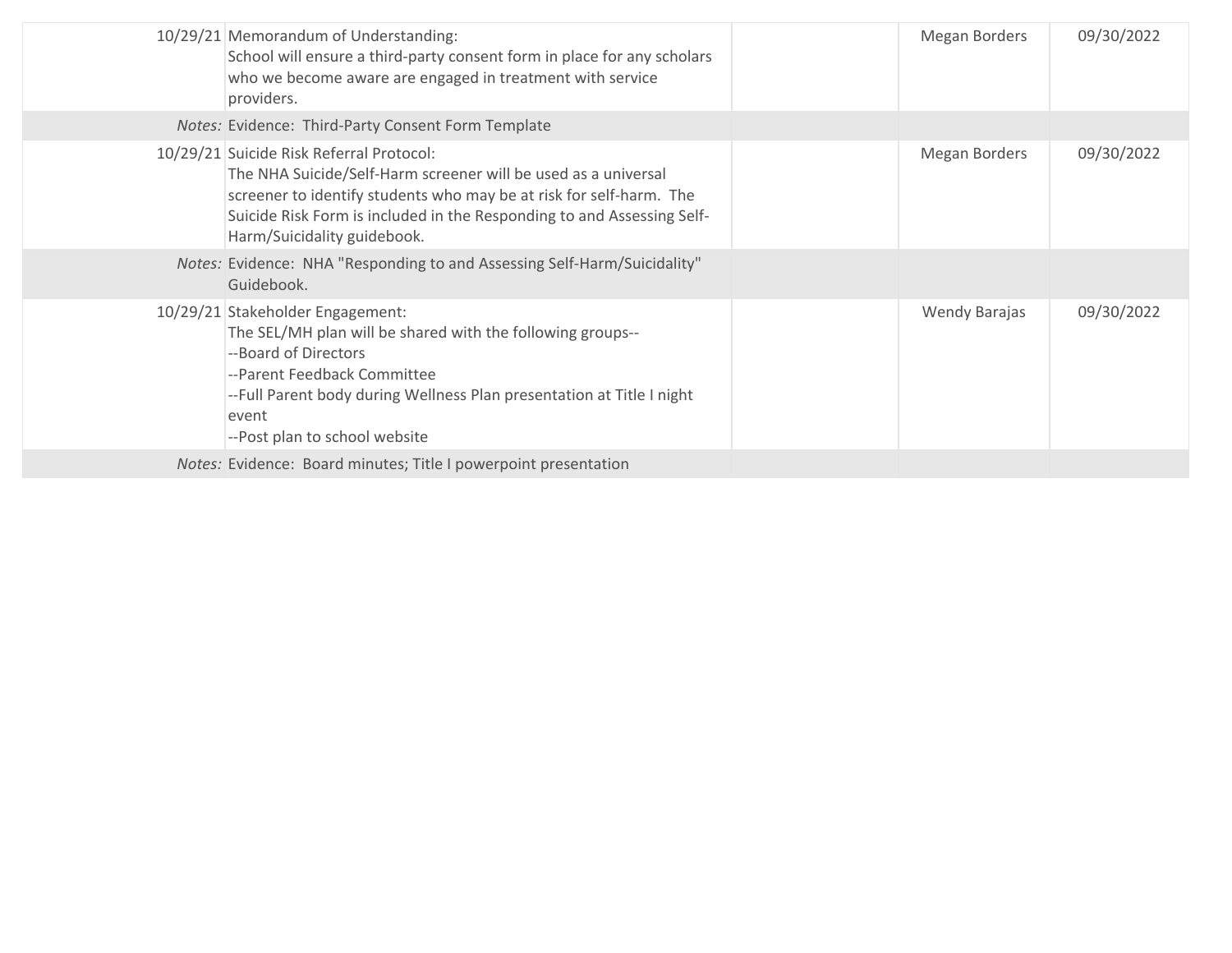| | | | | |
|---|---|---|---|---|
| 10/29/21 | Memorandum of Understanding:<br>School will ensure a third-party consent form in place for any scholars who we become aware are engaged in treatment with service providers. | | Megan Borders | 09/30/2022 |
| *Notes:* | Evidence: Third-Party Consent Form Template | | | |
| 10/29/21 | Suicide Risk Referral Protocol:<br>The NHA Suicide/Self-Harm screener will be used as a universal screener to identify students who may be at risk for self-harm. The Suicide Risk Form is included in the Responding to and Assessing Self-Harm/Suicidality guidebook. | | Megan Borders | 09/30/2022 |
| *Notes:* | Evidence: NHA "Responding to and Assessing Self-Harm/Suicidality" Guidebook. | | | |
| 10/29/21 | Stakeholder Engagement:<br>The SEL/MH plan will be shared with the following groups--<br>--Board of Directors<br>--Parent Feedback Committee<br>--Full Parent body during Wellness Plan presentation at Title I night event<br>--Post plan to school website | | Wendy Barajas | 09/30/2022 |
| *Notes:* | Evidence: Board minutes; Title I powerpoint presentation | | | |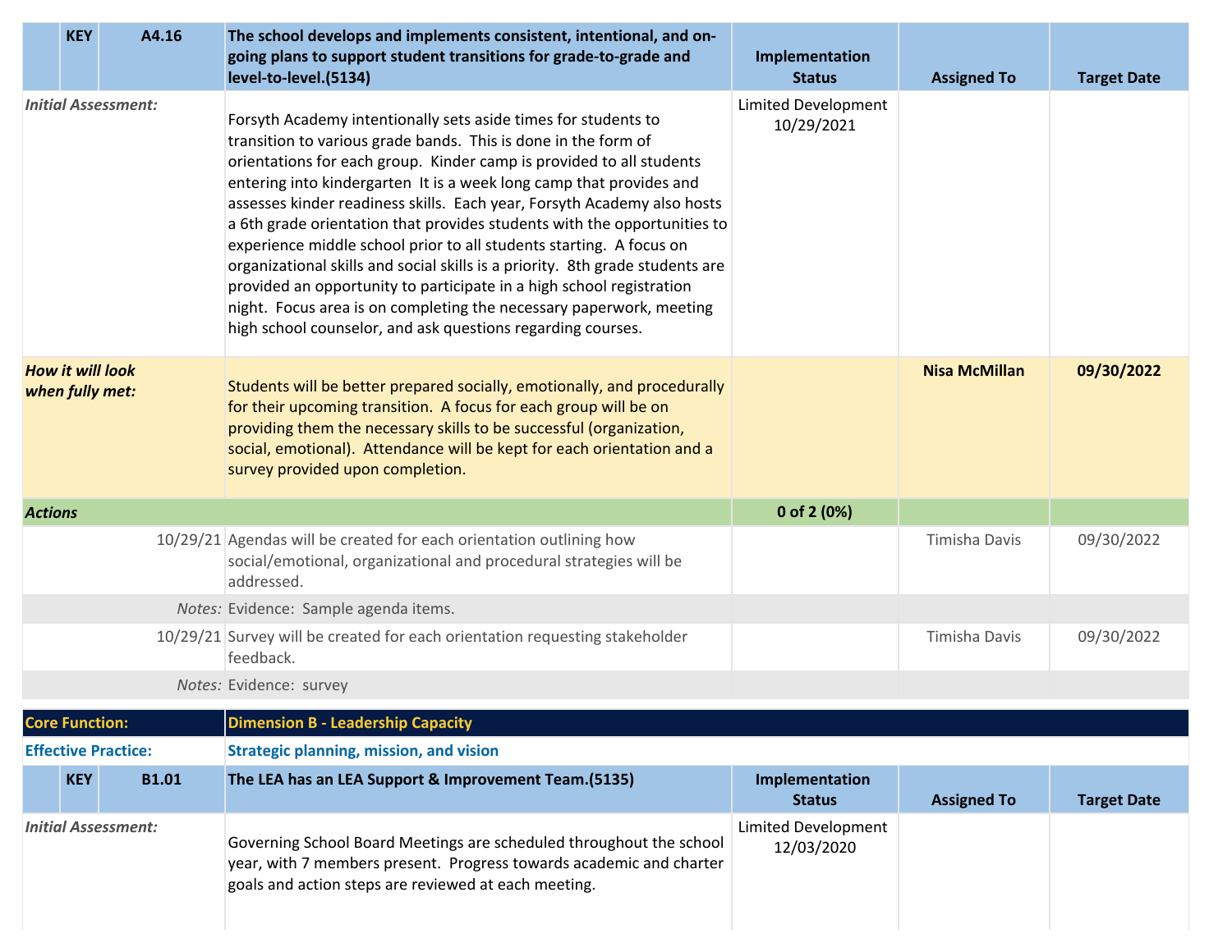| | KEY | A4.16 | The school develops and implements consistent, intentional, and on-going plans to support student transitions for grade-to-grade and level-to-level.(5134) | Implementation Status | Assigned To | Target Date |
|---|---|---|---|---|---|---|
| *Initial Assessment:* | | | Forsyth Academy intentionally sets aside times for students to transition to various grade bands. This is done in the form of orientations for each group. Kinder camp is provided to all students entering into kindergarten It is a week long camp that provides and assesses kinder readiness skills. Each year, Forsyth Academy also hosts a 6th grade orientation that provides students with the opportunities to experience middle school prior to all students starting. A focus on organizational skills and social skills is a priority. 8th grade students are provided an opportunity to participate in a high school registration night. Focus area is on completing the necessary paperwork, meeting high school counselor, and ask questions regarding courses. | Limited Development 10/29/2021 | | |
| ***How it will look when fully met:*** | | | Students will be better prepared socially, emotionally, and procedurally for their upcoming transition. A focus for each group will be on providing them the necessary skills to be successful (organization, social, emotional). Attendance will be kept for each orientation and a survey provided upon completion. | | **Nisa McMillan** | **09/30/2022** |
| ***Actions*** | | | | **0 of 2 (0%)** | | |
| | | 10/29/21 | Agendas will be created for each orientation outlining how social/emotional, organizational and procedural strategies will be addressed. | | Timisha Davis | 09/30/2022 |
| | | *Notes:* | Evidence: Sample agenda items. | | | |
| | | 10/29/21 | Survey will be created for each orientation requesting stakeholder feedback. | | Timisha Davis | 09/30/2022 |
| | | *Notes:* | Evidence: survey | | | |

| **Core Function:** | **Dimension B - Leadership Capacity** | | | |
|---|---|---|---|---|
| **Effective Practice:** | **Strategic planning, mission, and vision** | | | |

| | KEY | B1.01 | The LEA has an LEA Support & Improvement Team.(5135) | Implementation Status | Assigned To | Target Date |
|---|---|---|---|---|---|---|
| *Initial Assessment:* | | | Governing School Board Meetings are scheduled throughout the school year, with 7 members present. Progress towards academic and charter goals and action steps are reviewed at each meeting. | Limited Development 12/03/2020 | | |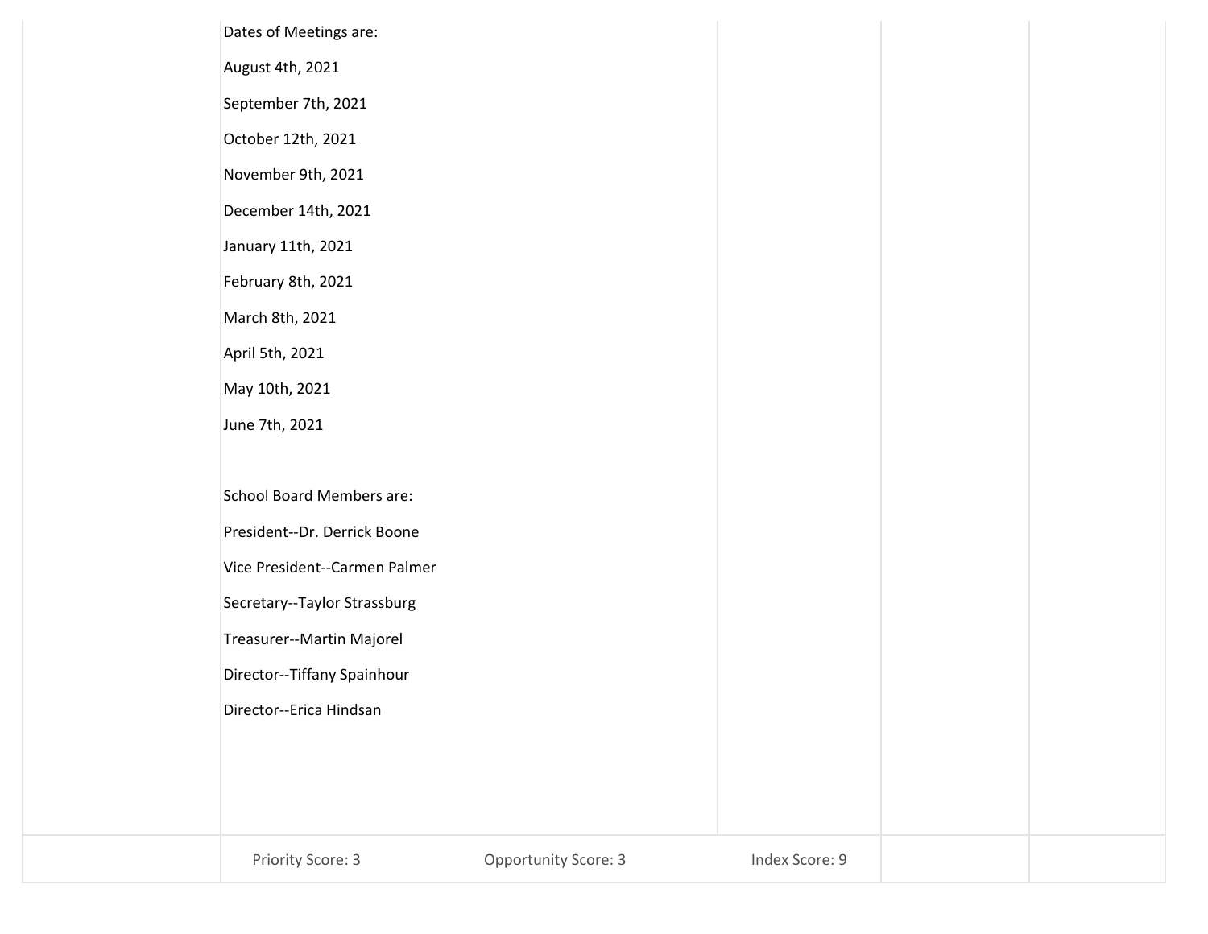| | | | | |
|---|---|---|---|---|
| | Dates of Meetings are:<br><br>August 4th, 2021<br><br>September 7th, 2021<br><br>October 12th, 2021<br><br>November 9th, 2021<br><br>December 14th, 2021<br><br>January 11th, 2021<br><br>February 8th, 2021<br><br>March 8th, 2021<br><br>April 5th, 2021<br><br>May 10th, 2021<br><br>June 7th, 2021<br><br>School Board Members are:<br><br>President--Dr. Derrick Boone<br><br>Vice President--Carmen Palmer<br><br>Secretary--Taylor Strassburg<br><br>Treasurer--Martin Majorel<br><br>Director--Tiffany Spainhour<br><br>Director--Erica Hindsan | | | |
| | Priority Score: 3 Opportunity Score: 3 Index Score: 9 | | | |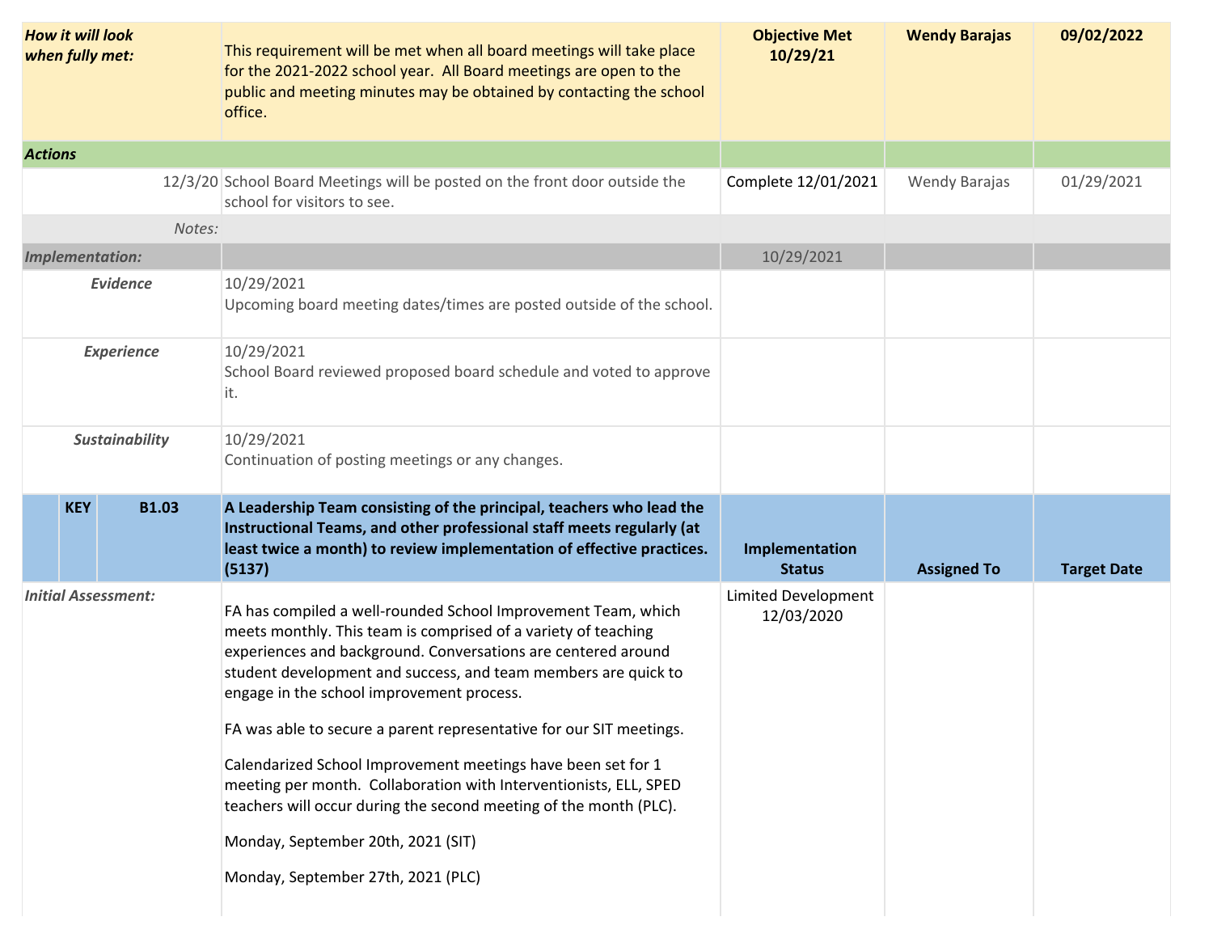| | | | | | | |
|---|---|---|---|---|---|---|
| ***How it will look when fully met:*** | | | This requirement will be met when all board meetings will take place for the 2021-2022 school year. All Board meetings are open to the public and meeting minutes may be obtained by contacting the school office. | **Objective Met 10/29/21** | **Wendy Barajas** | **09/02/2022** |
| ***Actions*** | | | | | | |
| | | 12/3/20 | School Board Meetings will be posted on the front door outside the school for visitors to see. | Complete 12/01/2021 | Wendy Barajas | 01/29/2021 |
| | | *Notes:* | | | | |
| ***Implementation:*** | | | | 10/29/2021 | | |
| ***Evidence*** | | | 10/29/2021<br>Upcoming board meeting dates/times are posted outside of the school. | | | |
| ***Experience*** | | | 10/29/2021<br>School Board reviewed proposed board schedule and voted to approve it. | | | |
| ***Sustainability*** | | | 10/29/2021<br>Continuation of posting meetings or any changes. | | | |
| | **KEY** | **B1.03** | **A Leadership Team consisting of the principal, teachers who lead the Instructional Teams, and other professional staff meets regularly (at least twice a month) to review implementation of effective practices. (5137)** | **Implementation Status** | **Assigned To** | **Target Date** |
| ***Initial Assessment:*** | | | FA has compiled a well-rounded School Improvement Team, which meets monthly. This team is comprised of a variety of teaching experiences and background. Conversations are centered around student development and success, and team members are quick to engage in the school improvement process.<br><br>FA was able to secure a parent representative for our SIT meetings.<br><br>Calendarized School Improvement meetings have been set for 1 meeting per month. Collaboration with Interventionists, ELL, SPED teachers will occur during the second meeting of the month (PLC).<br><br>Monday, September 20th, 2021 (SIT)<br><br>Monday, September 27th, 2021 (PLC) | Limited Development 12/03/2020 | | |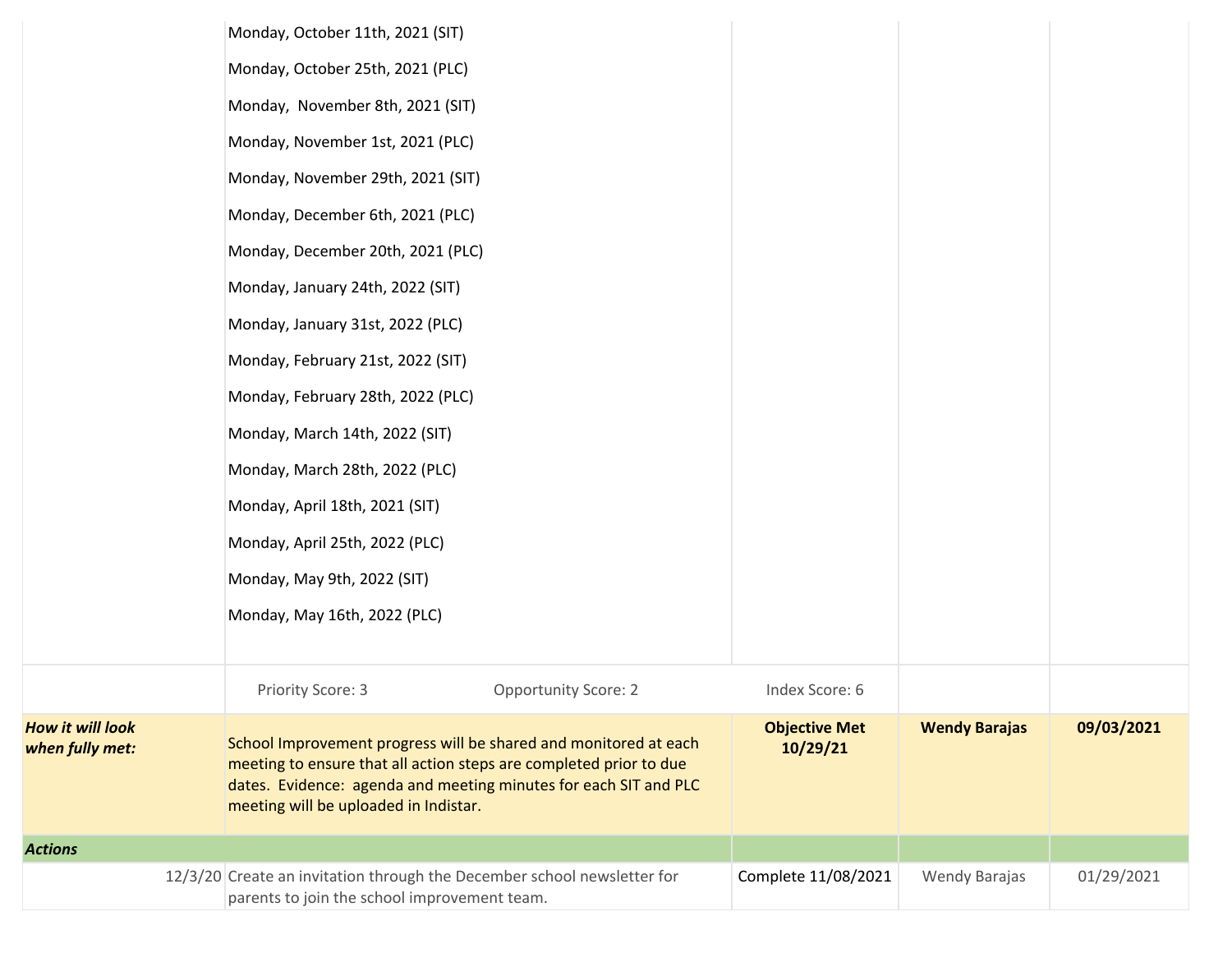| | | | | |
|---|---|---|---|---|
| | Monday, October 11th, 2021 (SIT)<br><br>Monday, October 25th, 2021 (PLC)<br><br>Monday,  November 8th, 2021 (SIT)<br><br>Monday, November 1st, 2021 (PLC)<br><br>Monday, November 29th, 2021 (SIT)<br><br>Monday, December 6th, 2021 (PLC)<br><br>Monday, December 20th, 2021 (PLC)<br><br>Monday, January 24th, 2022 (SIT)<br><br>Monday, January 31st, 2022 (PLC)<br><br>Monday, February 21st, 2022 (SIT)<br><br>Monday, February 28th, 2022 (PLC)<br><br>Monday, March 14th, 2022 (SIT)<br><br>Monday, March 28th, 2022 (PLC)<br><br>Monday, April 18th, 2021 (SIT)<br><br>Monday, April 25th, 2022 (PLC)<br><br>Monday, May 9th, 2022 (SIT)<br><br>Monday, May 16th, 2022 (PLC) | | | |
| | Priority Score: 3 Opportunity Score: 2 | Index Score: 6 | | |
| ***How it will look when fully met:*** | School Improvement progress will be shared and monitored at each meeting to ensure that all action steps are completed prior to due dates.  Evidence:  agenda and meeting minutes for each SIT and PLC meeting will be uploaded in Indistar. | **Objective Met 10/29/21** | **Wendy Barajas** | **09/03/2021** |
| ***Actions*** | | | | |
| 12/3/20 | Create an invitation through the December school newsletter for parents to join the school improvement team. | Complete 11/08/2021 | Wendy Barajas | 01/29/2021 |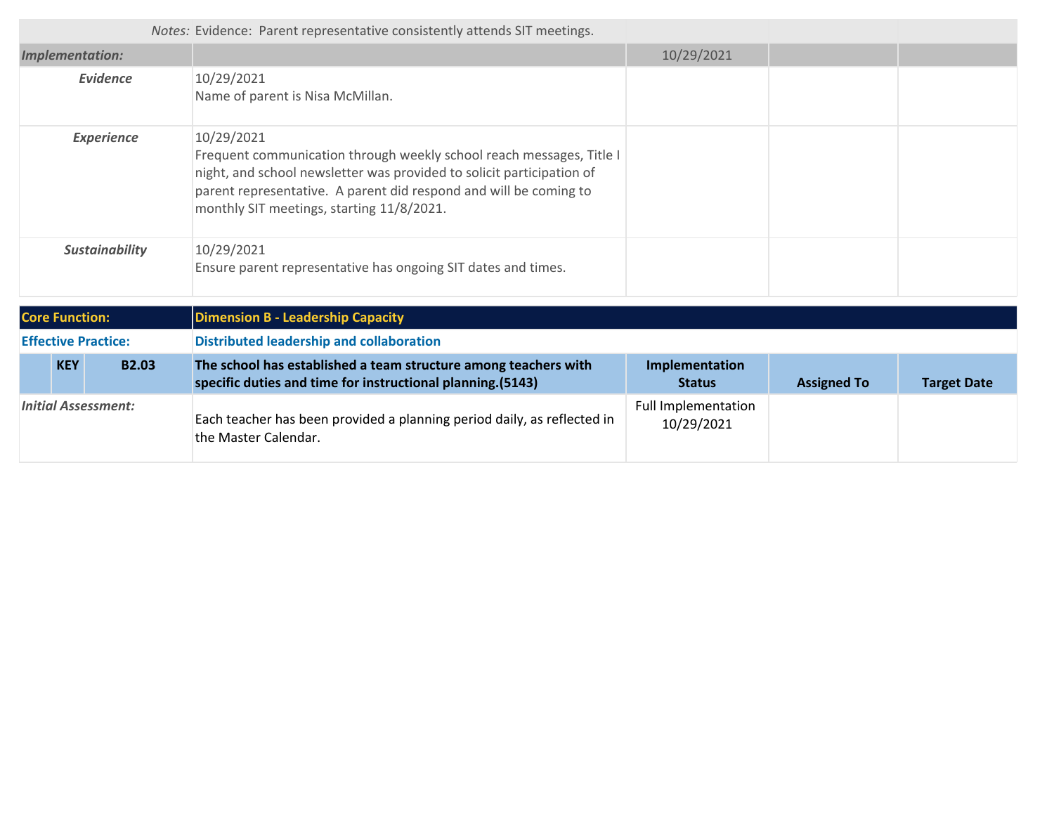| | | | | |
|---|---|---|---|---|
| *Notes:* | Evidence: Parent representative consistently attends SIT meetings. | | | |
| ***Implementation:*** | | 10/29/2021 | | |
| ***Evidence*** | 10/29/2021<br>Name of parent is Nisa McMillan. | | | |
| ***Experience*** | 10/29/2021<br>Frequent communication through weekly school reach messages, Title I night, and school newsletter was provided to solicit participation of parent representative. A parent did respond and will be coming to monthly SIT meetings, starting 11/8/2021. | | | |
| ***Sustainability*** | 10/29/2021<br>Ensure parent representative has ongoing SIT dates and times. | | | |

| | | | | |
|---|---|---|---|---|
| **Core Function:** | **Dimension B - Leadership Capacity** | | | |
| **Effective Practice:** | **Distributed leadership and collaboration** | | | |
| **KEY B2.03** | **The school has established a team structure among teachers with specific duties and time for instructional planning.(5143)** | **Implementation Status** | **Assigned To** | **Target Date** |
| ***Initial Assessment:*** | Each teacher has been provided a planning period daily, as reflected in the Master Calendar. | Full Implementation 10/29/2021 | | |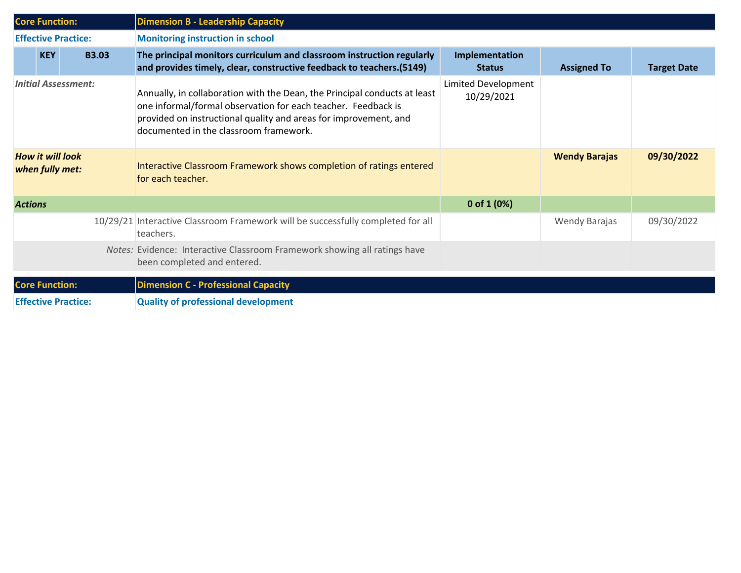| Core Function: | | Dimension B - Leadership Capacity | | | |
|---|---|---|---|---|---|
| **Effective Practice:** | | **Monitoring instruction in school** | | | |
| **KEY** | **B3.03** | **The principal monitors curriculum and classroom instruction regularly and provides timely, clear, constructive feedback to teachers.(5149)** | **Implementation Status** | **Assigned To** | **Target Date** |
| *Initial Assessment:* | | Annually, in collaboration with the Dean, the Principal conducts at least one informal/formal observation for each teacher. Feedback is provided on instructional quality and areas for improvement, and documented in the classroom framework. | Limited Development 10/29/2021 | | |
| ***How it will look when fully met:*** | | Interactive Classroom Framework shows completion of ratings entered for each teacher. | | **Wendy Barajas** | **09/30/2022** |
| ***Actions*** | | | **0 of 1 (0%)** | | |
| | 10/29/21 | Interactive Classroom Framework will be successfully completed for all teachers. | | Wendy Barajas | 09/30/2022 |
| | *Notes:* | Evidence: Interactive Classroom Framework showing all ratings have been completed and entered. | | | |

| Core Function: | Dimension C - Professional Capacity |
|---|---|
| **Effective Practice:** | **Quality of professional development** |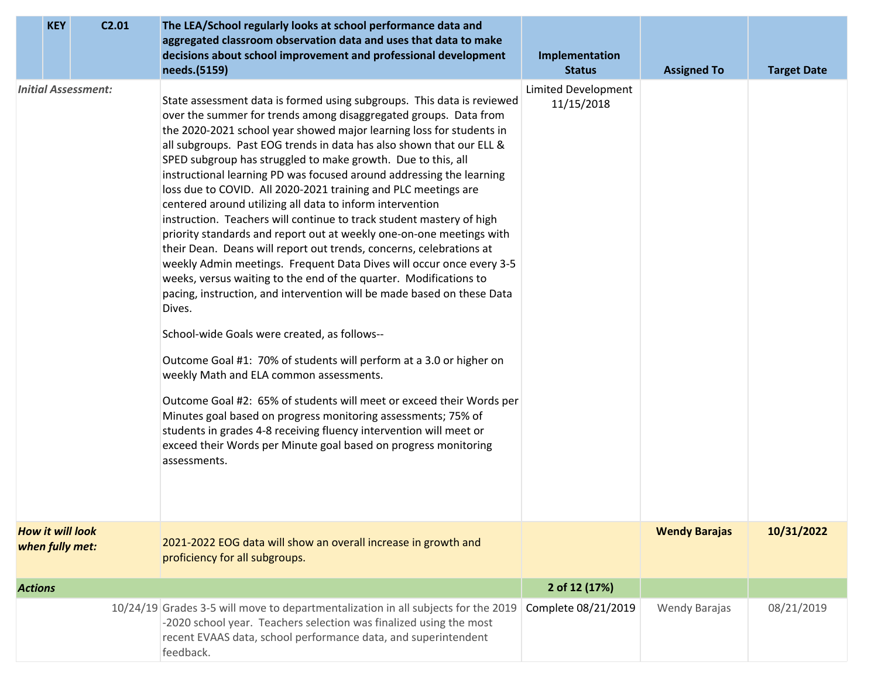| | KEY | C2.01 | The LEA/School regularly looks at school performance data and aggregated classroom observation data and uses that data to make decisions about school improvement and professional development needs.(5159) | Implementation Status | Assigned To | Target Date |
|---|---|---|---|---|---|---|
| *Initial Assessment:* | | | State assessment data is formed using subgroups. This data is reviewed over the summer for trends among disaggregated groups. Data from the 2020-2021 school year showed major learning loss for students in all subgroups. Past EOG trends in data has also shown that our ELL & SPED subgroup has struggled to make growth. Due to this, all instructional learning PD was focused around addressing the learning loss due to COVID. All 2020-2021 training and PLC meetings are centered around utilizing all data to inform intervention instruction. Teachers will continue to track student mastery of high priority standards and report out at weekly one-on-one meetings with their Dean. Deans will report out trends, concerns, celebrations at weekly Admin meetings. Frequent Data Dives will occur once every 3-5 weeks, versus waiting to the end of the quarter. Modifications to pacing, instruction, and intervention will be made based on these Data Dives.<br><br>School-wide Goals were created, as follows--<br><br>Outcome Goal #1: 70% of students will perform at a 3.0 or higher on weekly Math and ELA common assessments.<br><br>Outcome Goal #2: 65% of students will meet or exceed their Words per Minutes goal based on progress monitoring assessments; 75% of students in grades 4-8 receiving fluency intervention will meet or exceed their Words per Minute goal based on progress monitoring assessments. | Limited Development 11/15/2018 | | |
| ***How it will look when fully met:*** | | | 2021-2022 EOG data will show an overall increase in growth and proficiency for all subgroups. | | **Wendy Barajas** | **10/31/2022** |
| ***Actions*** | | | | **2 of 12 (17%)** | | |
| | | 10/24/19 | Grades 3-5 will move to departmentalization in all subjects for the 2019 -2020 school year. Teachers selection was finalized using the most recent EVAAS data, school performance data, and superintendent feedback. | Complete 08/21/2019 | Wendy Barajas | 08/21/2019 |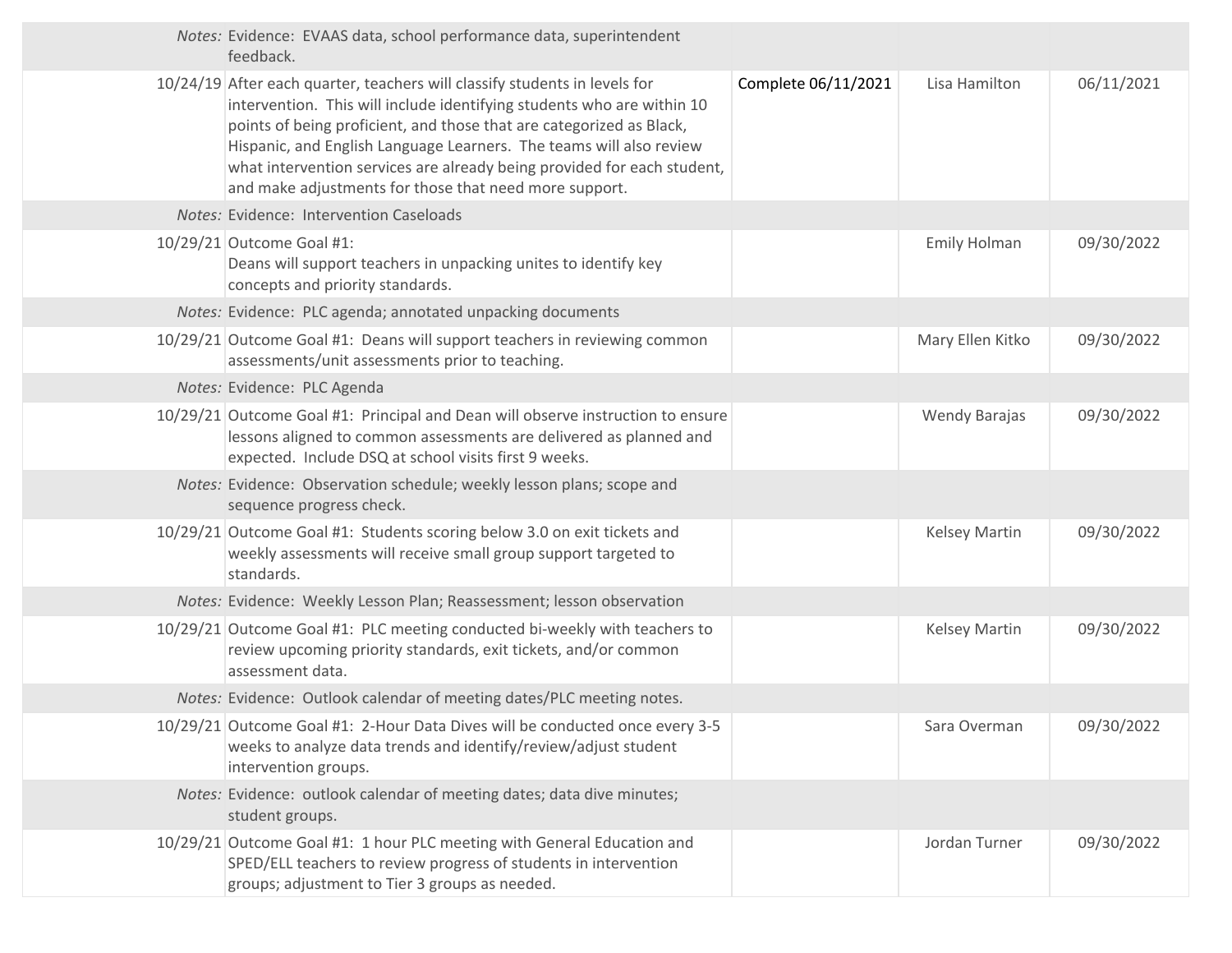| | | | | |
|---|---|---|---|---|
| *Notes:* | Evidence: EVAAS data, school performance data, superintendent feedback. | | | |
| 10/24/19 | After each quarter, teachers will classify students in levels for intervention. This will include identifying students who are within 10 points of being proficient, and those that are categorized as Black, Hispanic, and English Language Learners. The teams will also review what intervention services are already being provided for each student, and make adjustments for those that need more support. | Complete 06/11/2021 | Lisa Hamilton | 06/11/2021 |
| *Notes:* | Evidence: Intervention Caseloads | | | |
| 10/29/21 | Outcome Goal #1:<br>Deans will support teachers in unpacking unites to identify key concepts and priority standards. | | Emily Holman | 09/30/2022 |
| *Notes:* | Evidence: PLC agenda; annotated unpacking documents | | | |
| 10/29/21 | Outcome Goal #1: Deans will support teachers in reviewing common assessments/unit assessments prior to teaching. | | Mary Ellen Kitko | 09/30/2022 |
| *Notes:* | Evidence: PLC Agenda | | | |
| 10/29/21 | Outcome Goal #1: Principal and Dean will observe instruction to ensure lessons aligned to common assessments are delivered as planned and expected. Include DSQ at school visits first 9 weeks. | | Wendy Barajas | 09/30/2022 |
| *Notes:* | Evidence: Observation schedule; weekly lesson plans; scope and sequence progress check. | | | |
| 10/29/21 | Outcome Goal #1: Students scoring below 3.0 on exit tickets and weekly assessments will receive small group support targeted to standards. | | Kelsey Martin | 09/30/2022 |
| *Notes:* | Evidence: Weekly Lesson Plan; Reassessment; lesson observation | | | |
| 10/29/21 | Outcome Goal #1: PLC meeting conducted bi-weekly with teachers to review upcoming priority standards, exit tickets, and/or common assessment data. | | Kelsey Martin | 09/30/2022 |
| *Notes:* | Evidence: Outlook calendar of meeting dates/PLC meeting notes. | | | |
| 10/29/21 | Outcome Goal #1: 2-Hour Data Dives will be conducted once every 3-5 weeks to analyze data trends and identify/review/adjust student intervention groups. | | Sara Overman | 09/30/2022 |
| *Notes:* | Evidence: outlook calendar of meeting dates; data dive minutes; student groups. | | | |
| 10/29/21 | Outcome Goal #1: 1 hour PLC meeting with General Education and SPED/ELL teachers to review progress of students in intervention groups; adjustment to Tier 3 groups as needed. | | Jordan Turner | 09/30/2022 |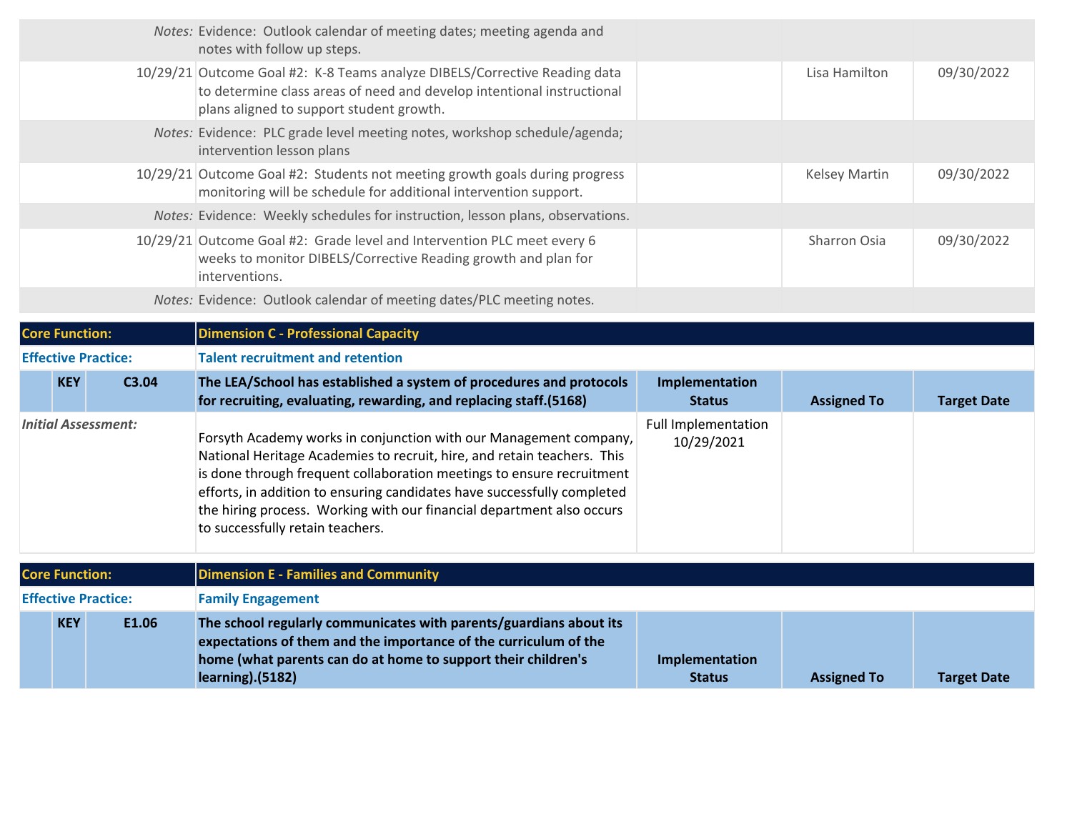| | | | | |
|---|---|---|---|---|
| *Notes:* | Evidence: Outlook calendar of meeting dates; meeting agenda and notes with follow up steps. | | | |
| 10/29/21 | Outcome Goal #2: K-8 Teams analyze DIBELS/Corrective Reading data to determine class areas of need and develop intentional instructional plans aligned to support student growth. | | Lisa Hamilton | 09/30/2022 |
| *Notes:* | Evidence: PLC grade level meeting notes, workshop schedule/agenda; intervention lesson plans | | | |
| 10/29/21 | Outcome Goal #2: Students not meeting growth goals during progress monitoring will be schedule for additional intervention support. | | Kelsey Martin | 09/30/2022 |
| *Notes:* | Evidence: Weekly schedules for instruction, lesson plans, observations. | | | |
| 10/29/21 | Outcome Goal #2: Grade level and Intervention PLC meet every 6 weeks to monitor DIBELS/Corrective Reading growth and plan for interventions. | | Sharron Osia | 09/30/2022 |
| *Notes:* | Evidence: Outlook calendar of meeting dates/PLC meeting notes. | | | |

| | | | | | |
|---|---|---|---|---|---|
| **Core Function:** | | **Dimension C - Professional Capacity** | | | |
| **Effective Practice:** | | **Talent recruitment and retention** | | | |
| **KEY** | **C3.04** | **The LEA/School has established a system of procedures and protocols for recruiting, evaluating, rewarding, and replacing staff.(5168)** | **Implementation Status** | **Assigned To** | **Target Date** |
| *Initial Assessment:* | | Forsyth Academy works in conjunction with our Management company, National Heritage Academies to recruit, hire, and retain teachers. This is done through frequent collaboration meetings to ensure recruitment efforts, in addition to ensuring candidates have successfully completed the hiring process. Working with our financial department also occurs to successfully retain teachers. | Full Implementation 10/29/2021 | | |

| | | | | | |
|---|---|---|---|---|---|
| **Core Function:** | | **Dimension E - Families and Community** | | | |
| **Effective Practice:** | | **Family Engagement** | | | |
| **KEY** | **E1.06** | **The school regularly communicates with parents/guardians about its expectations of them and the importance of the curriculum of the home (what parents can do at home to support their children's learning).(5182)** | **Implementation Status** | **Assigned To** | **Target Date** |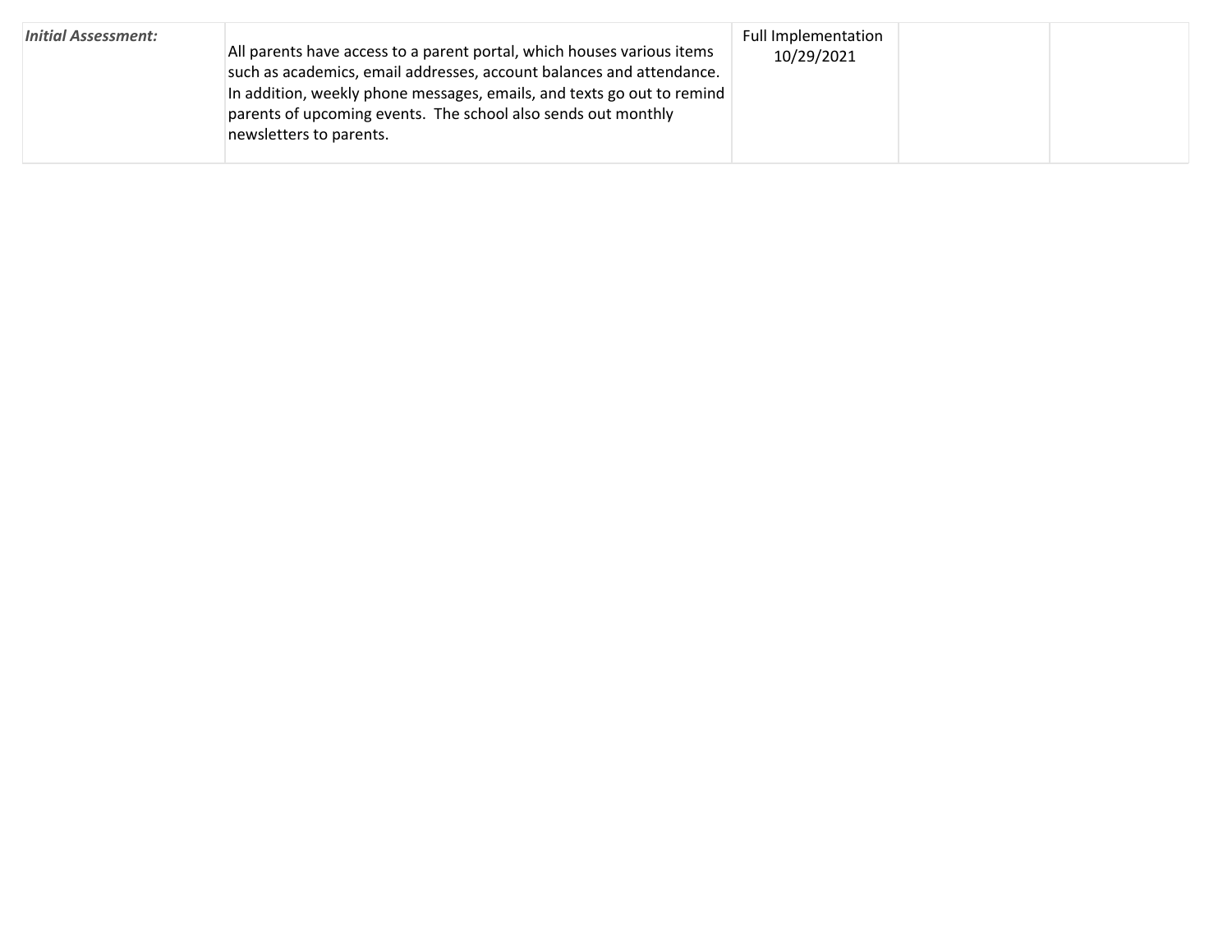| | | | | |
|---|---|---|---|---|
| ***Initial Assessment:*** | All parents have access to a parent portal, which houses various items such as academics, email addresses, account balances and attendance. In addition, weekly phone messages, emails, and texts go out to remind parents of upcoming events. The school also sends out monthly newsletters to parents. | Full Implementation 10/29/2021 | | |